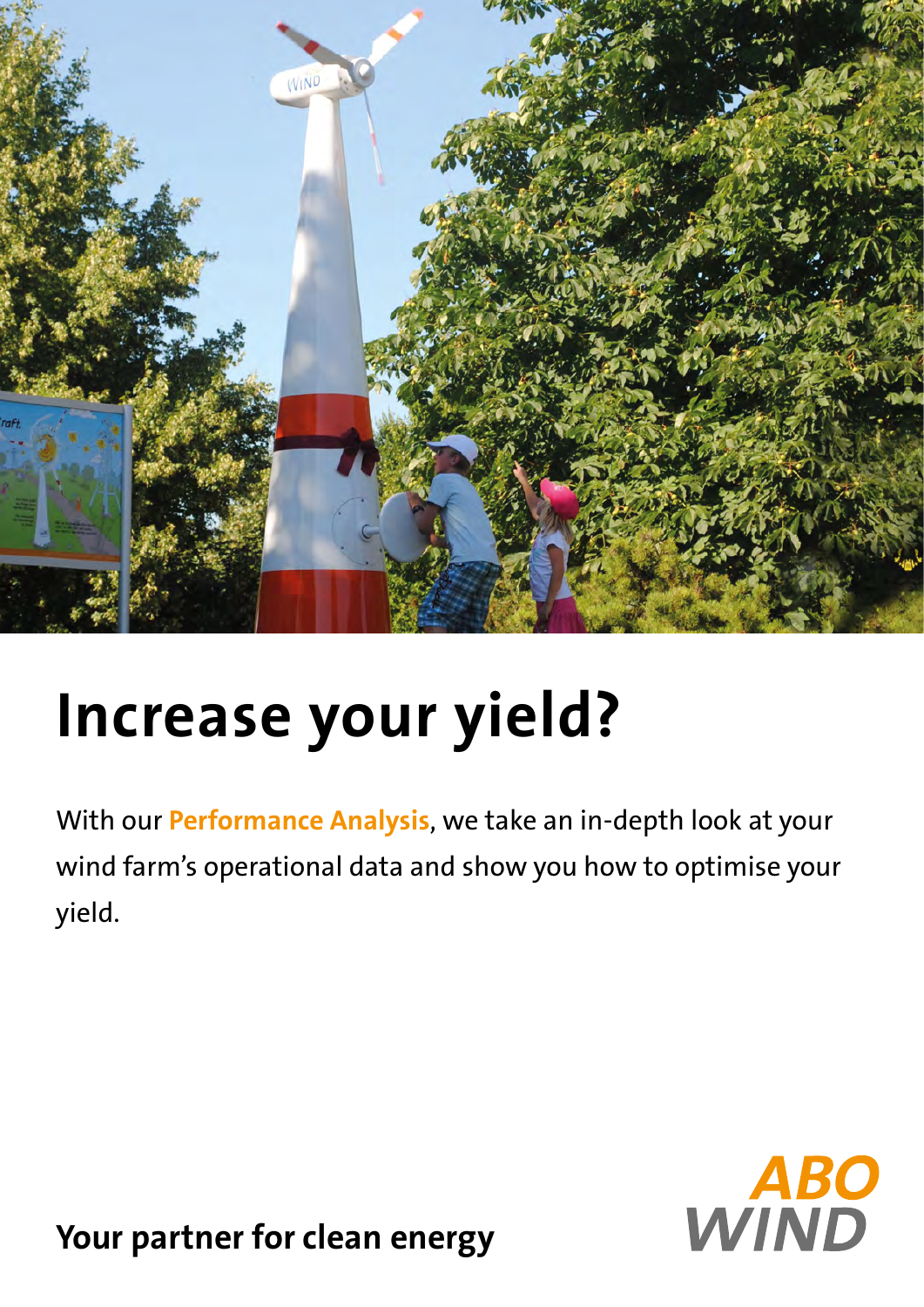# Increase your yield?

With our **Performance Analysis**, we take an in-depth look at your wind farm's operational data and show you how to optimise your yield.

**Your partner for clean energy**

ABO WIND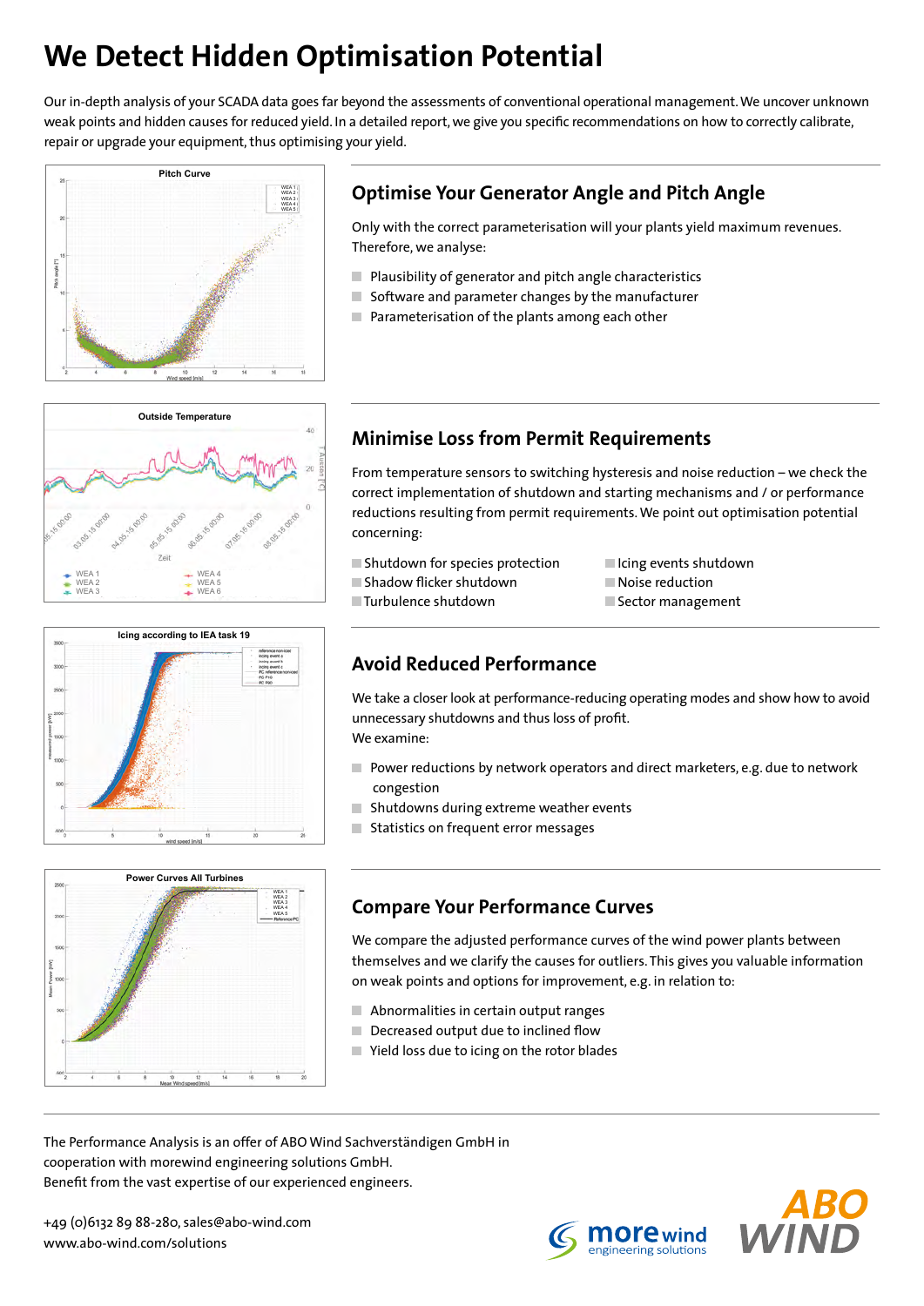# We Detect Hidden Optimisation Potential

Our in-depth analysis of your SCADA data goes far beyond the assessments of conventional operational management. We uncover unknown weak points and hidden causes for reduced yield. In a detailed report, we give you specific recommendations on how to correctly calibrate, repair or upgrade your equipment, thus optimising your yield.

Pitch Curve

## Optimise Your Generator Angle and Pitch Angle

Only with the correct parameterisation will your plants yield maximum revenues. Therefore, we analyse:

- Plausibility of generator and pitch angle characteristics
- Software and parameter changes by the manufacturer
- Parameterisation of the plants among each other

Outside Temperature

## Minimise Loss from Permit Requirements

From temperature sensors to switching hysteresis and noise reduction – we check the correct implementation of shutdown and starting mechanisms and / or performance reductions resulting from permit requirements. We point out optimisation potential concerning:

- Shutdown for species protection
- Shadow flicker shutdown
- Turbulence shutdown
- Icing events shutdown
- Noise reduction
- Sector management

Icing according to IEA task 19

## Avoid Reduced Performance

We take a closer look at performance-reducing operating modes and show how to avoid unnecessary shutdowns and thus loss of profit.
We examine:

- Power reductions by network operators and direct marketers, e.g. due to network congestion
- Shutdowns during extreme weather events
- Statistics on frequent error messages

Power Curves All Turbines

## Compare Your Performance Curves

We compare the adjusted performance curves of the wind power plants between themselves and we clarify the causes for outliers. This gives you valuable information on weak points and options for improvement, e.g. in relation to:

- Abnormalities in certain output ranges
- Decreased output due to inclined flow
- Yield loss due to icing on the rotor blades

The Performance Analysis is an offer of ABO Wind Sachverständigen GmbH in cooperation with morewind engineering solutions GmbH.
Benefit from the vast expertise of our experienced engineers.

+49 (0)6132 89 88-280, sales@abo-wind.com
www.abo-wind.com/solutions